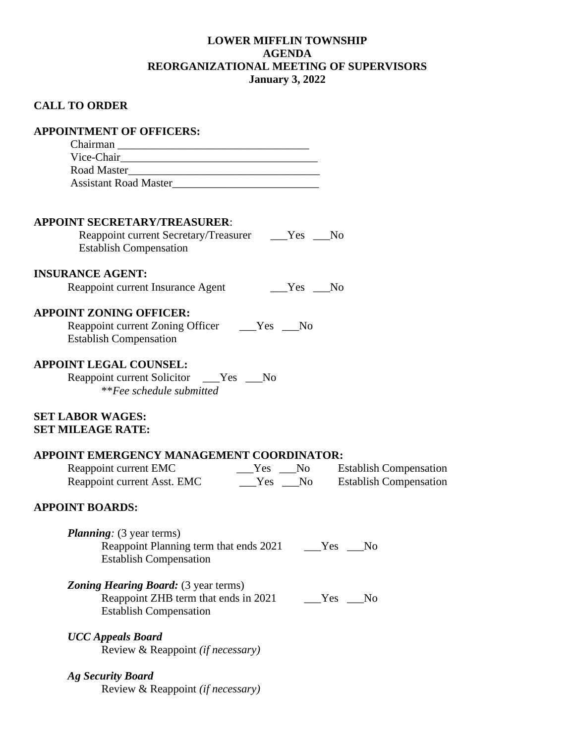**LOWER MIFFLIN TOWNSHIP**
**AGENDA**
**REORGANIZATIONAL MEETING OF SUPERVISORS**
**January 3, 2022**

**CALL TO ORDER**

**APPOINTMENT OF OFFICERS:**

Chairman ___________________________________
Vice-Chair___________________________________
Road Master__________________________________
Assistant Road Master__________________________

**APPOINT SECRETARY/TREASURER**:

Reappoint current Secretary/Treasurer ___Yes ___No
Establish Compensation

**INSURANCE AGENT:**

Reappoint current Insurance Agent ___Yes ___No

**APPOINT ZONING OFFICER:**

Reappoint current Zoning Officer ___Yes ___No
Establish Compensation

**APPOINT LEGAL COUNSEL:**

Reappoint current Solicitor ___Yes ___No
**Fee schedule submitted*

**SET LABOR WAGES:**
**SET MILEAGE RATE:**

**APPOINT EMERGENCY MANAGEMENT COORDINATOR:**

Reappoint current EMC ___Yes ___No Establish Compensation
Reappoint current Asst. EMC ___Yes ___No Establish Compensation

**APPOINT BOARDS:**

***Planning****:* (3 year terms)
Reappoint Planning term that ends 2021 ___Yes ___No
Establish Compensation

***Zoning Hearing Board:*** (3 year terms)
Reappoint ZHB term that ends in 2021 ___Yes ___No
Establish Compensation

***UCC Appeals Board***
Review & Reappoint *(if necessary)*

***Ag Security Board***
Review & Reappoint *(if necessary)*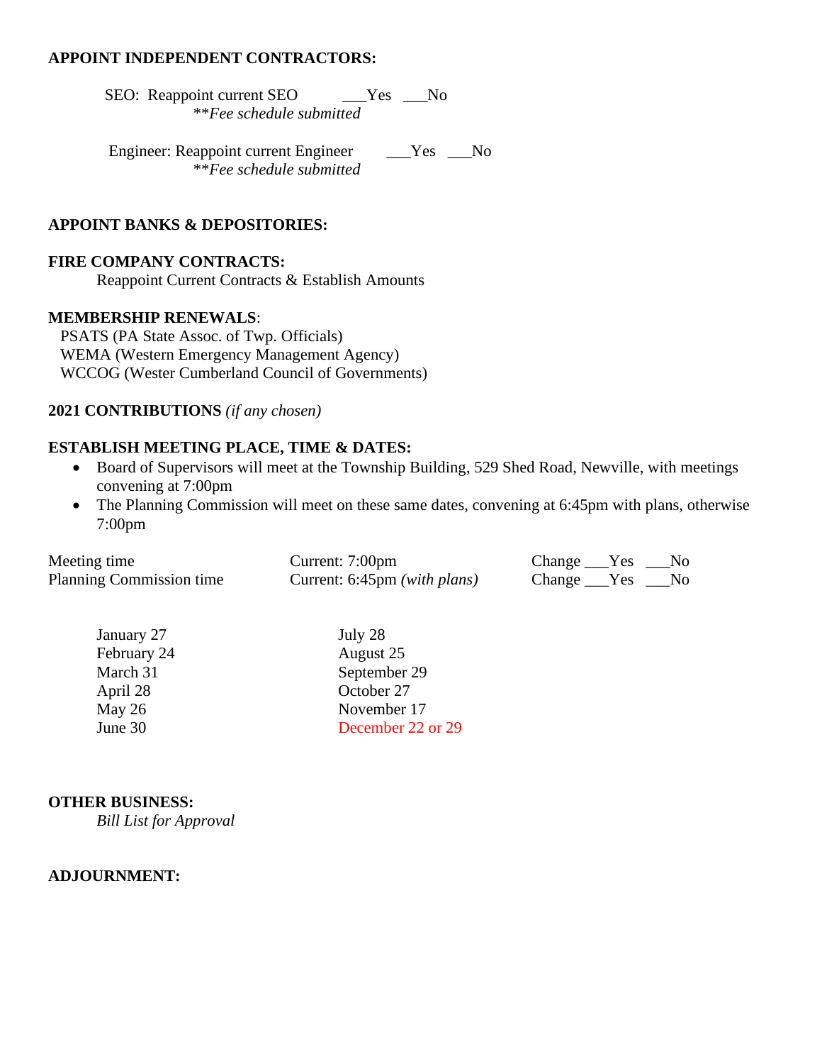**APPOINT INDEPENDENT CONTRACTORS:**

SEO: Reappoint current SEO ___Yes ___No
*\*\*Fee schedule submitted*

Engineer: Reappoint current Engineer ___Yes ___No
*\*\*Fee schedule submitted*

**APPOINT BANKS & DEPOSITORIES:**

**FIRE COMPANY CONTRACTS:**

Reappoint Current Contracts & Establish Amounts

**MEMBERSHIP RENEWALS**:

PSATS (PA State Assoc. of Twp. Officials)
WEMA (Western Emergency Management Agency)
WCCOG (Wester Cumberland Council of Governments)

**2021 CONTRIBUTIONS** *(if any chosen)*

**ESTABLISH MEETING PLACE, TIME & DATES:**

- Board of Supervisors will meet at the Township Building, 529 Shed Road, Newville, with meetings convening at 7:00pm
- The Planning Commission will meet on these same dates, convening at 6:45pm with plans, otherwise 7:00pm

| | | |
|---|---|---|
| Meeting time | Current: 7:00pm | Change ___Yes ___No |
| Planning Commission time | Current: 6:45pm *(with plans)* | Change ___Yes ___No |

| | |
|---|---|
| January 27 | July 28 |
| February 24 | August 25 |
| March 31 | September 29 |
| April 28 | October 27 |
| May 26 | November 17 |
| June 30 | December 22 or 29 |

**OTHER BUSINESS:**

*Bill List for Approval*

**ADJOURNMENT:**